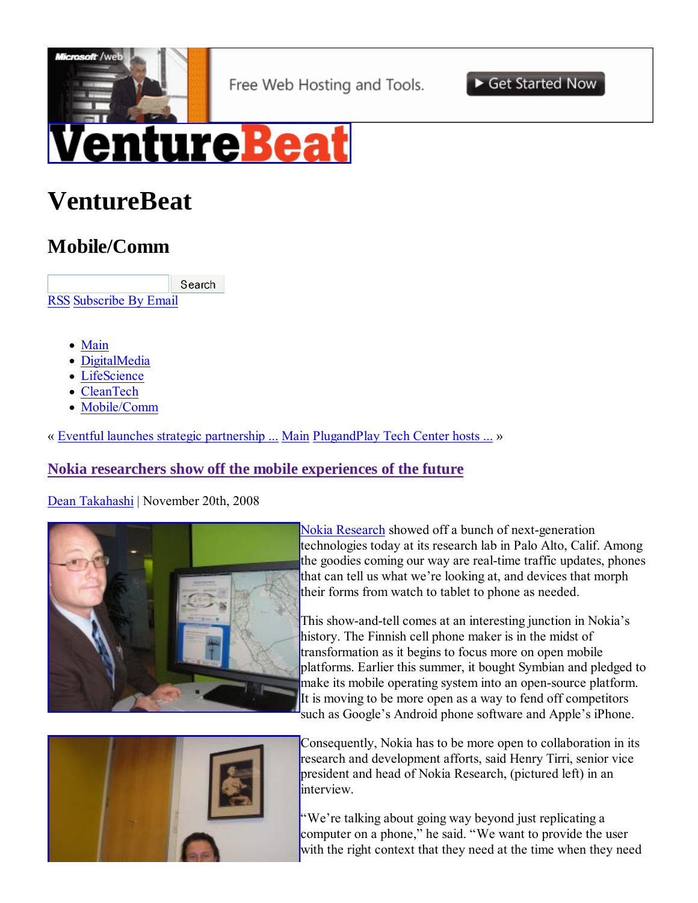Free Web Hosting and Tools. ▶ Get Started Now

# VentureBeat

## Mobile/Comm

Search

RSS Subscribe By Email

- Main
- DigitalMedia
- LifeScience
- CleanTech
- Mobile/Comm

« Eventful launches strategic partnership ... Main PlugandPlay Tech Center hosts ... »

### Nokia researchers show off the mobile experiences of the future

Dean Takahashi | November 20th, 2008

Nokia Research showed off a bunch of next-generation technologies today at its research lab in Palo Alto, Calif. Among the goodies coming our way are real-time traffic updates, phones that can tell us what we're looking at, and devices that morph their forms from watch to tablet to phone as needed.

This show-and-tell comes at an interesting junction in Nokia's history. The Finnish cell phone maker is in the midst of transformation as it begins to focus more on open mobile platforms. Earlier this summer, it bought Symbian and pledged to make its mobile operating system into an open-source platform. It is moving to be more open as a way to fend off competitors such as Google's Android phone software and Apple's iPhone.

Consequently, Nokia has to be more open to collaboration in its research and development afforts, said Henry Tirri, senior vice president and head of Nokia Research, (pictured left) in an interview.

"We're talking about going way beyond just replicating a computer on a phone," he said. "We want to provide the user with the right context that they need at the time when they need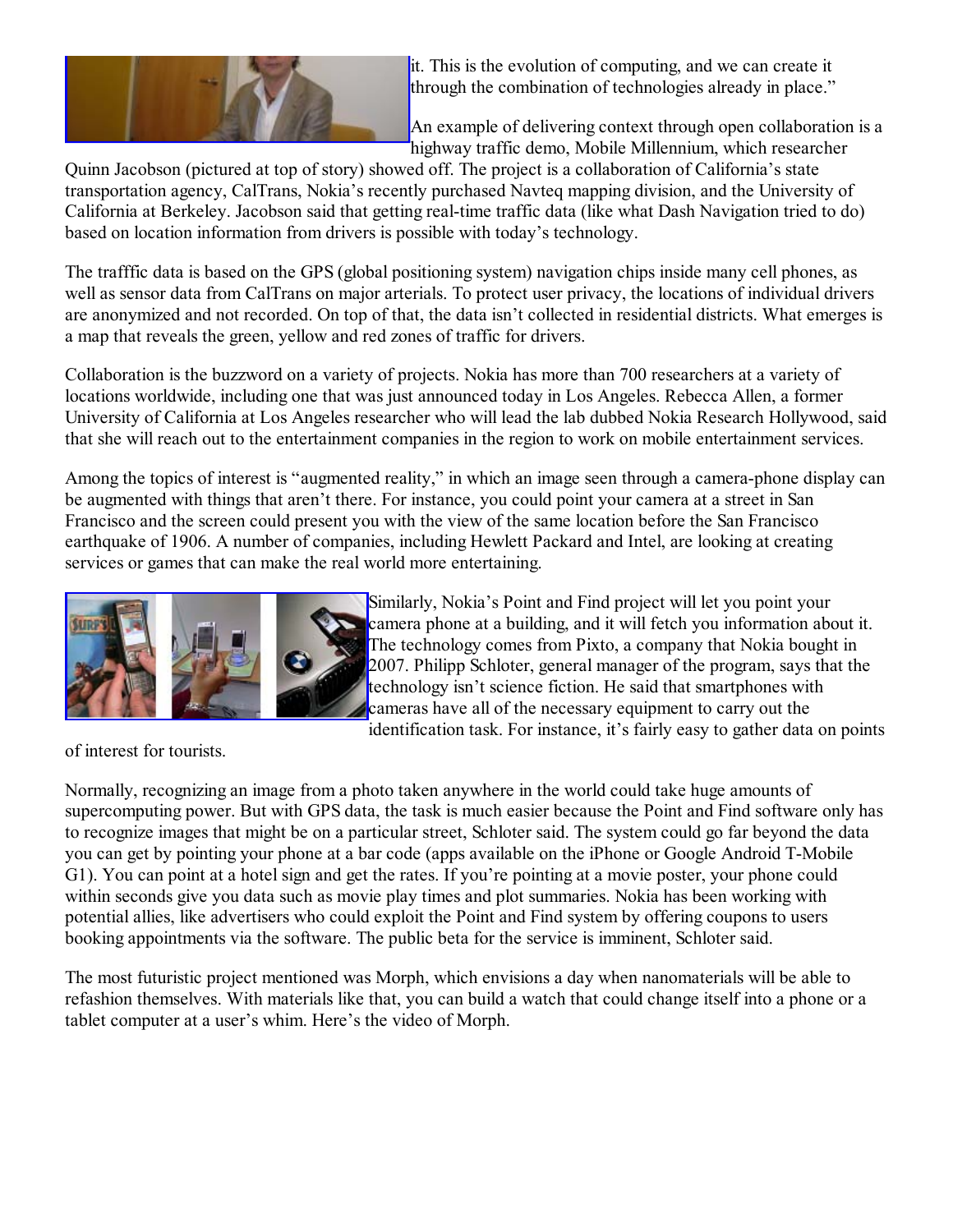it. This is the evolution of computing, and we can create it through the combination of technologies already in place."

An example of delivering context through open collaboration is a highway traffic demo, Mobile Millennium, which researcher Quinn Jacobson (pictured at top of story) showed off. The project is a collaboration of California's state transportation agency, CalTrans, Nokia's recently purchased Navteq mapping division, and the University of California at Berkeley. Jacobson said that getting real-time traffic data (like what Dash Navigation tried to do) based on location information from drivers is possible with today's technology.

The trafffic data is based on the GPS (global positioning system) navigation chips inside many cell phones, as well as sensor data from CalTrans on major arterials. To protect user privacy, the locations of individual drivers are anonymized and not recorded. On top of that, the data isn't collected in residential districts. What emerges is a map that reveals the green, yellow and red zones of traffic for drivers.

Collaboration is the buzzword on a variety of projects. Nokia has more than 700 researchers at a variety of locations worldwide, including one that was just announced today in Los Angeles. Rebecca Allen, a former University of California at Los Angeles researcher who will lead the lab dubbed Nokia Research Hollywood, said that she will reach out to the entertainment companies in the region to work on mobile entertainment services.

Among the topics of interest is "augmented reality," in which an image seen through a camera-phone display can be augmented with things that aren't there. For instance, you could point your camera at a street in San Francisco and the screen could present you with the view of the same location before the San Francisco earthquake of 1906. A number of companies, including Hewlett Packard and Intel, are looking at creating services or games that can make the real world more entertaining.

Similarly, Nokia's Point and Find project will let you point your camera phone at a building, and it will fetch you information about it. The technology comes from Pixto, a company that Nokia bought in 2007. Philipp Schloter, general manager of the program, says that the technology isn't science fiction. He said that smartphones with cameras have all of the necessary equipment to carry out the identification task. For instance, it's fairly easy to gather data on points of interest for tourists.

Normally, recognizing an image from a photo taken anywhere in the world could take huge amounts of supercomputing power. But with GPS data, the task is much easier because the Point and Find software only has to recognize images that might be on a particular street, Schloter said. The system could go far beyond the data you can get by pointing your phone at a bar code (apps available on the iPhone or Google Android T-Mobile G1). You can point at a hotel sign and get the rates. If you're pointing at a movie poster, your phone could within seconds give you data such as movie play times and plot summaries. Nokia has been working with potential allies, like advertisers who could exploit the Point and Find system by offering coupons to users booking appointments via the software. The public beta for the service is imminent, Schloter said.

The most futuristic project mentioned was Morph, which envisions a day when nanomaterials will be able to refashion themselves. With materials like that, you can build a watch that could change itself into a phone or a tablet computer at a user's whim. Here's the video of Morph.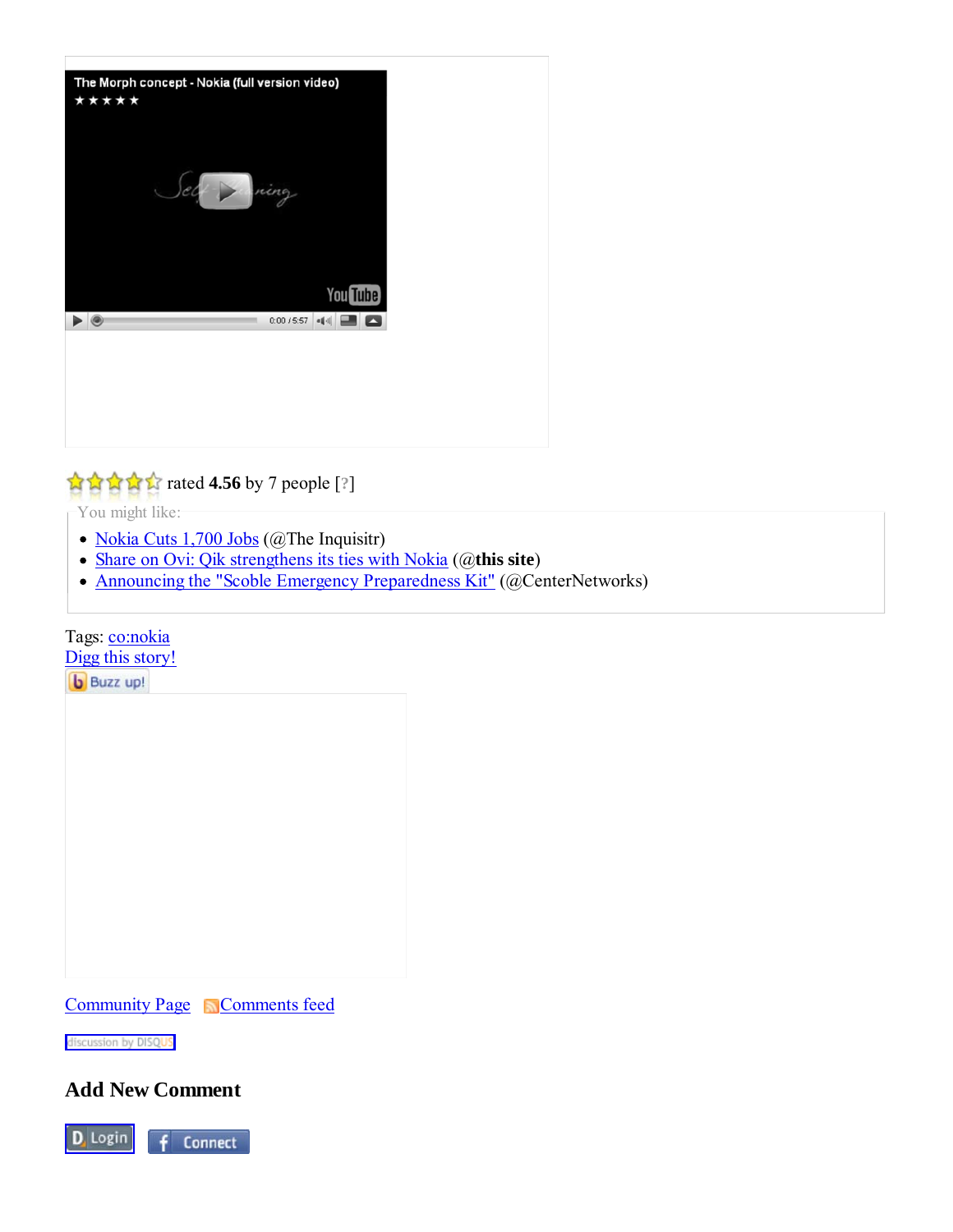The Morph concept - Nokia (full version video)

rated **4.56** by 7 people [?]

You might like:

- Nokia Cuts 1,700 Jobs (@The Inquisitr)
- Share on Ovi: Qik strengthens its ties with Nokia (@**this site**)
- Announcing the "Scoble Emergency Preparedness Kit" (@CenterNetworks)

Tags: co:nokia

Digg this story!

Buzz up!

Community Page  Comments feed

discussion by DISQUS

### Add New Comment

Login  Connect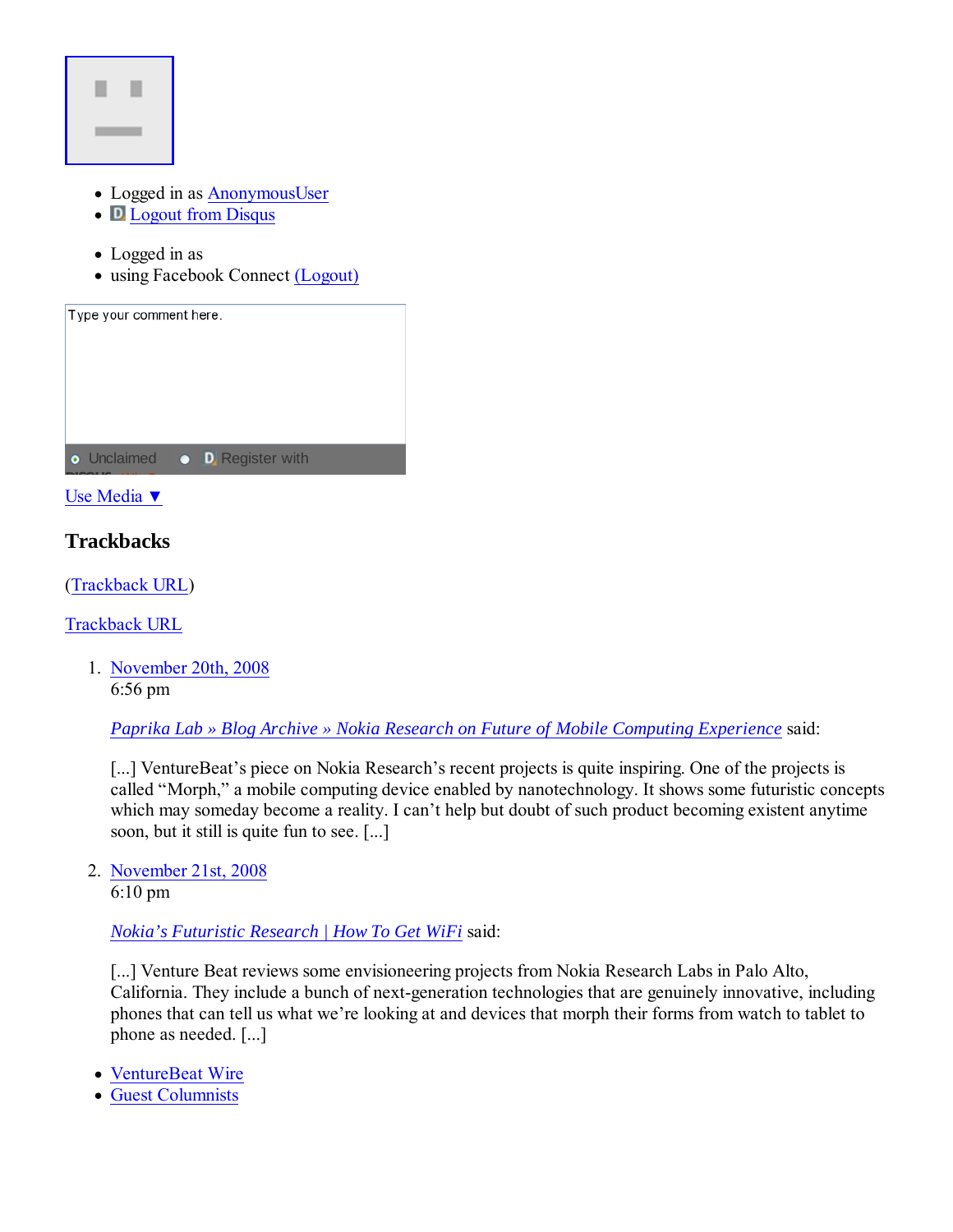- Logged in as AnonymousUser
- Logout from Disqus

- Logged in as
- using Facebook Connect (Logout)

Type your comment here.

Unclaimed Register with

Use Media ▼

### Trackbacks

(Trackback URL)

Trackback URL

1. November 20th, 2008
   6:56 pm

   *Paprika Lab » Blog Archive » Nokia Research on Future of Mobile Computing Experience* said:

   [...] VentureBeat's piece on Nokia Research's recent projects is quite inspiring. One of the projects is called "Morph," a mobile computing device enabled by nanotechnology. It shows some futuristic concepts which may someday become a reality. I can't help but doubt of such product becoming existent anytime soon, but it still is quite fun to see. [...]

2. November 21st, 2008
   6:10 pm

   *Nokia's Futuristic Research | How To Get WiFi* said:

   [...] Venture Beat reviews some envisioneering projects from Nokia Research Labs in Palo Alto, California. They include a bunch of next-generation technologies that are genuinely innovative, including phones that can tell us what we're looking at and devices that morph their forms from watch to tablet to phone as needed. [...]

- VentureBeat Wire
- Guest Columnists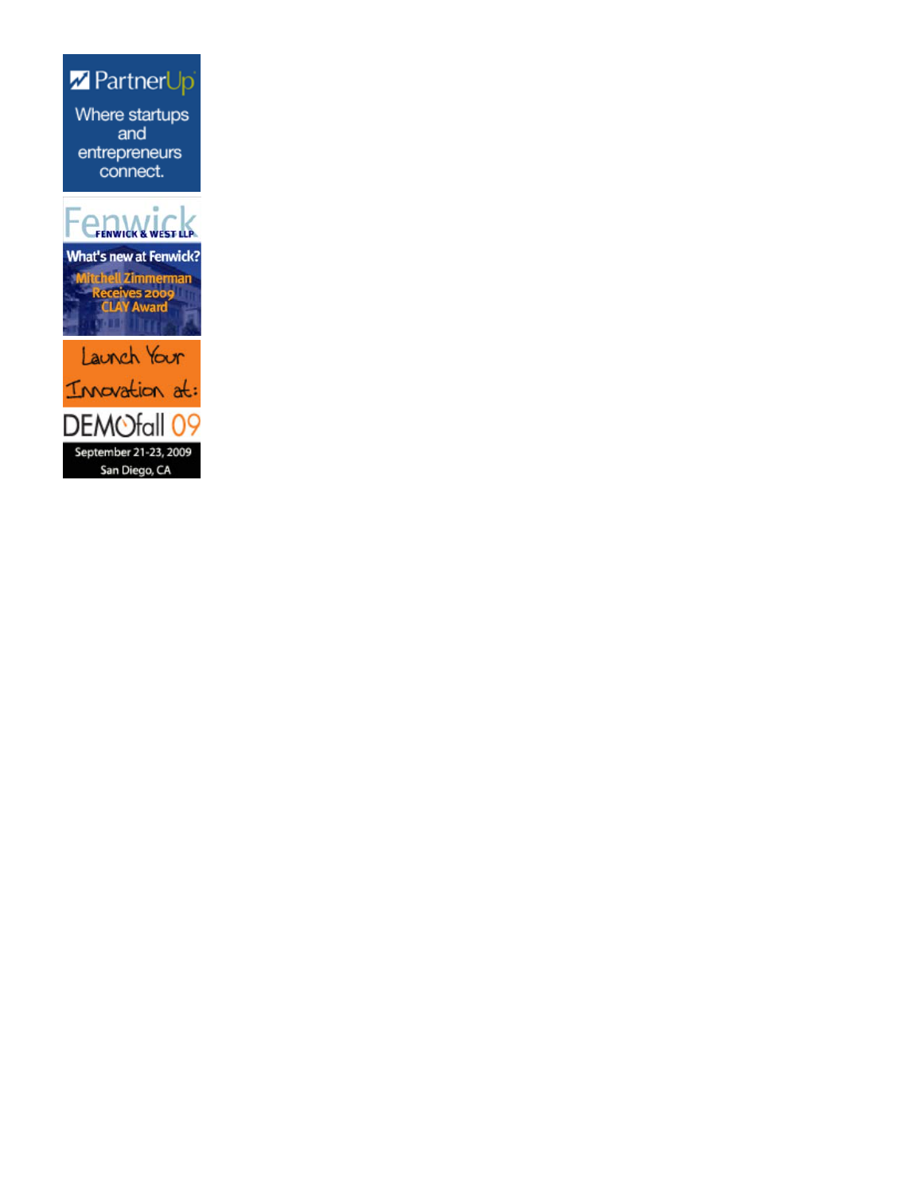PartnerUp

Where startups and entrepreneurs connect.

Fenwick

FENWICK & WEST LLP

What's new at Fenwick?

Mitchell Zimmerman Receives 2009 CLAY Award

Launch Your Innovation at:

DEMOfall 09

September 21-23, 2009

San Diego, CA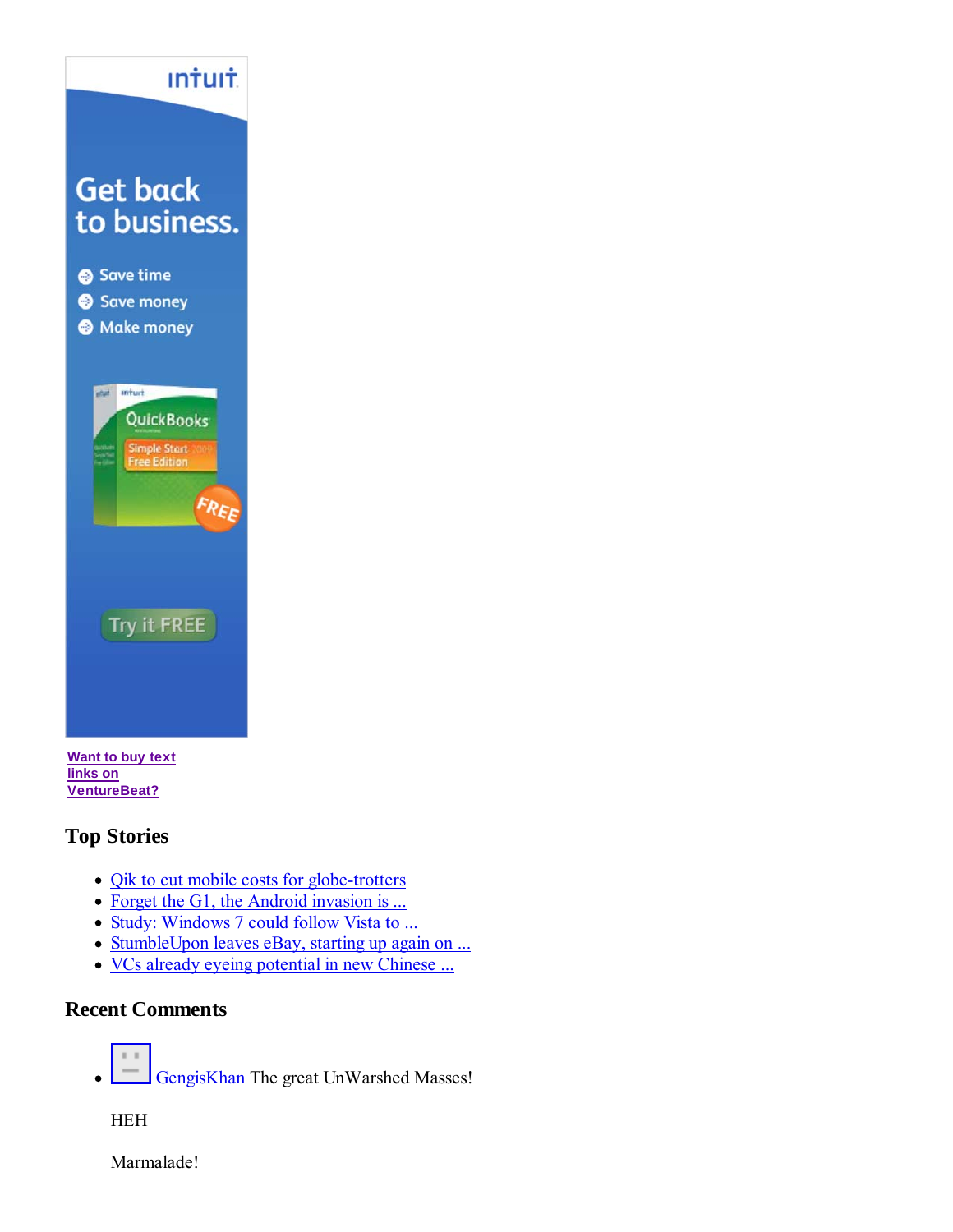Get back to business.

- Save time
- Save money
- Make money

Try it FREE

Want to buy text links on VentureBeat?

### Top Stories

- Qik to cut mobile costs for globe-trotters
- Forget the G1, the Android invasion is ...
- Study: Windows 7 could follow Vista to ...
- StumbleUpon leaves eBay, starting up again on ...
- VCs already eyeing potential in new Chinese ...

### Recent Comments

- GengisKhan The great UnWarshed Masses!

  HEH

  Marmalade!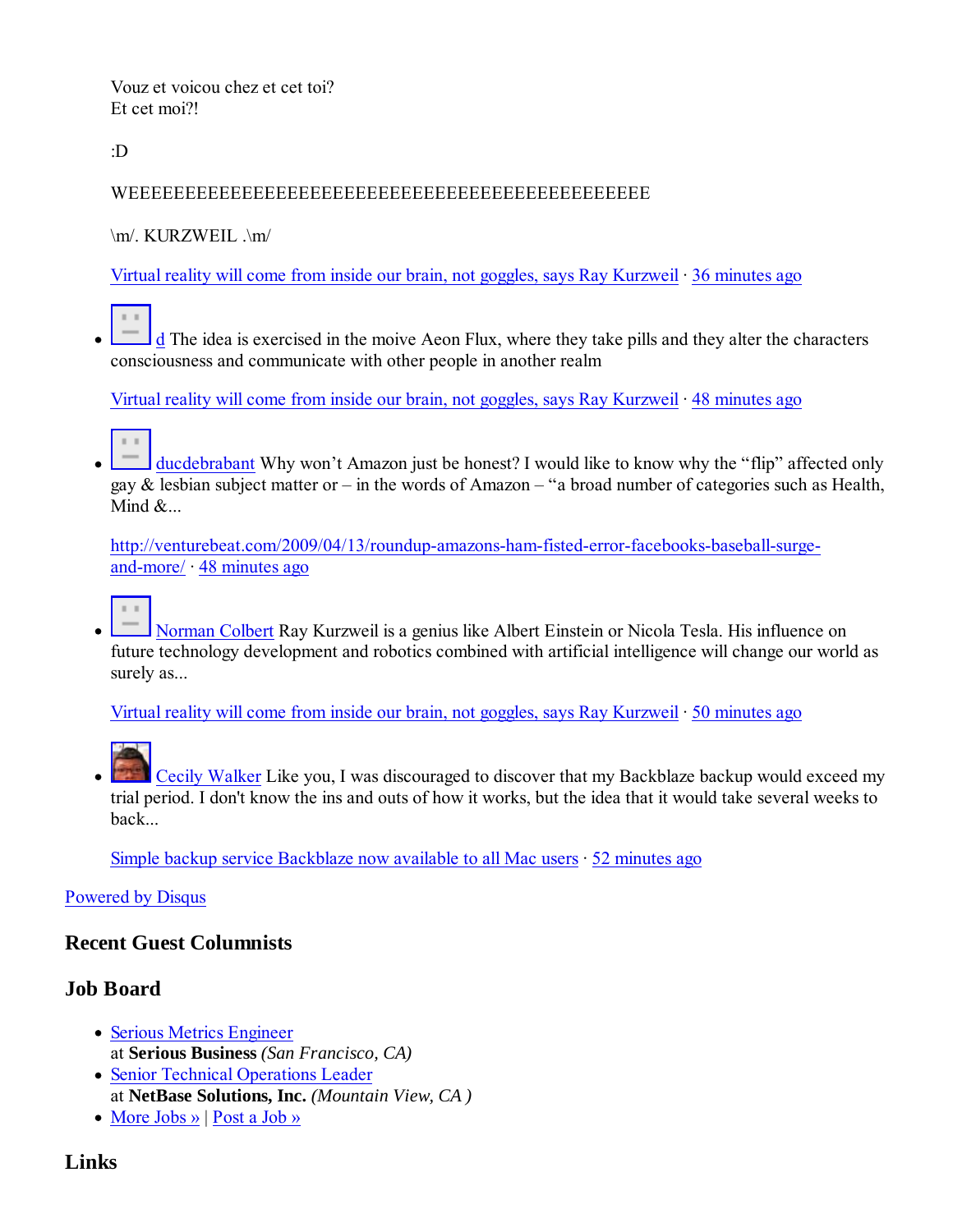Vouz et voicou chez et cet toi?
Et cet moi?!

:D

WEEEEEEEEEEEEEEEEEEEEEEEEEEEEEEEEEEEEEEEEEEEEEEE

\m/. KURZWEIL .\m/

Virtual reality will come from inside our brain, not goggles, says Ray Kurzweil · 36 minutes ago

- d The idea is exercised in the moive Aeon Flux, where they take pills and they alter the characters consciousness and communicate with other people in another realm

  Virtual reality will come from inside our brain, not goggles, says Ray Kurzweil · 48 minutes ago

- ducdebrabant Why won't Amazon just be honest? I would like to know why the "flip" affected only gay & lesbian subject matter or – in the words of Amazon – "a broad number of categories such as Health, Mind &...

  http://venturebeat.com/2009/04/13/roundup-amazons-ham-fisted-error-facebooks-baseball-surge-and-more/ · 48 minutes ago

- Norman Colbert Ray Kurzweil is a genius like Albert Einstein or Nicola Tesla. His influence on future technology development and robotics combined with artificial intelligence will change our world as surely as...

  Virtual reality will come from inside our brain, not goggles, says Ray Kurzweil · 50 minutes ago

- Cecily Walker Like you, I was discouraged to discover that my Backblaze backup would exceed my trial period. I don't know the ins and outs of how it works, but the idea that it would take several weeks to back...

  Simple backup service Backblaze now available to all Mac users · 52 minutes ago

Powered by Disqus

### Recent Guest Columnists

### Job Board

- Serious Metrics Engineer
  at **Serious Business** *(San Francisco, CA)*
- Senior Technical Operations Leader
  at **NetBase Solutions, Inc.** *(Mountain View, CA )*
- More Jobs » | Post a Job »

### Links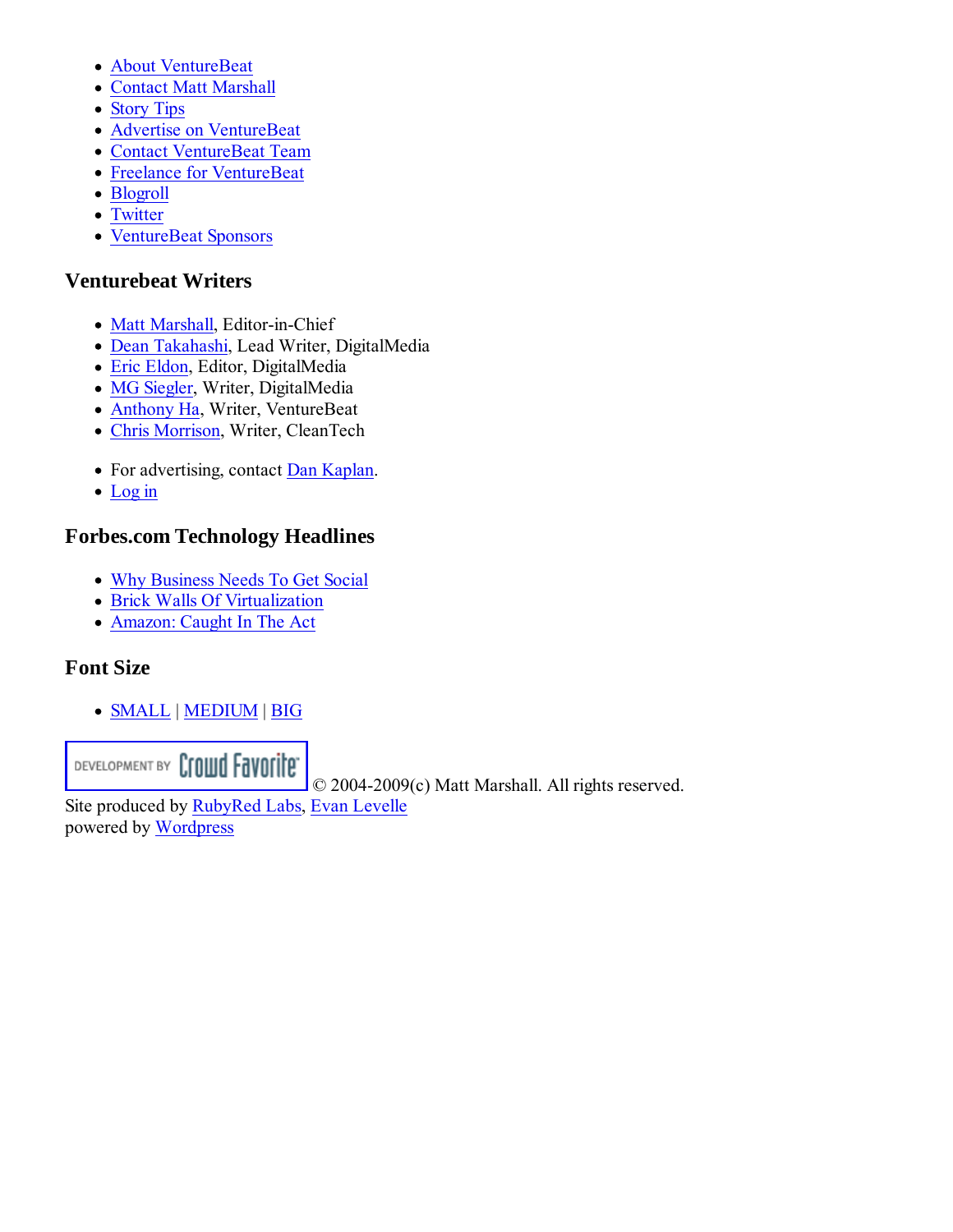- About VentureBeat
- Contact Matt Marshall
- Story Tips
- Advertise on VentureBeat
- Contact VentureBeat Team
- Freelance for VentureBeat
- Blogroll
- Twitter
- VentureBeat Sponsors

### Venturebeat Writers

- Matt Marshall, Editor-in-Chief
- Dean Takahashi, Lead Writer, DigitalMedia
- Eric Eldon, Editor, DigitalMedia
- MG Siegler, Writer, DigitalMedia
- Anthony Ha, Writer, VentureBeat
- Chris Morrison, Writer, CleanTech

- For advertising, contact Dan Kaplan.
- Log in

### Forbes.com Technology Headlines

- Why Business Needs To Get Social
- Brick Walls Of Virtualization
- Amazon: Caught In The Act

### Font Size

- SMALL | MEDIUM | BIG

DEVELOPMENT BY Crowd Favorite © 2004-2009(c) Matt Marshall. All rights reserved.
Site produced by RubyRed Labs, Evan Levelle
powered by Wordpress